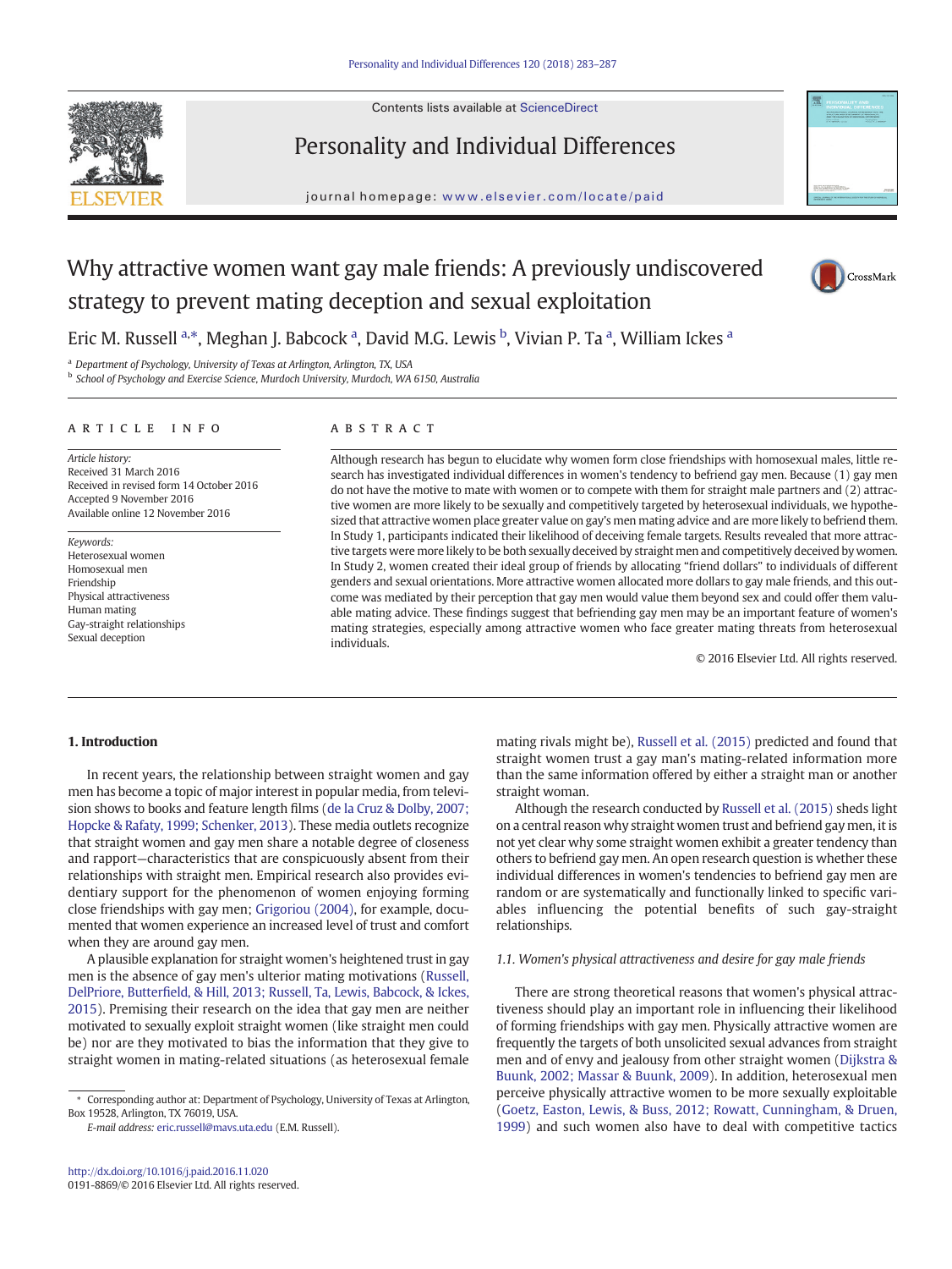# Why attractive women want gay male friends: A previously undiscovered strategy to prevent mating deception and sexual exploitation

Eric M. Russell [a,*], Meghan J. Babcock [a], David M.G. Lewis [b], Vivian P. Ta [a], William Ickes [a]

[a] Department of Psychology, University of Texas at Arlington, Arlington, TX, USA
[b] School of Psychology and Exercise Science, Murdoch University, Murdoch, WA 6150, Australia

## ARTICLE INFO

*Article history:*
Received 31 March 2016
Received in revised form 14 October 2016
Accepted 9 November 2016
Available online 12 November 2016

*Keywords:*
Heterosexual women
Homosexual men
Friendship
Physical attractiveness
Human mating
Gay-straight relationships
Sexual deception

## ABSTRACT

Although research has begun to elucidate why women form close friendships with homosexual males, little research has investigated individual differences in women's tendency to befriend gay men. Because (1) gay men do not have the motive to mate with women or to compete with them for straight male partners and (2) attractive women are more likely to be sexually and competitively targeted by heterosexual individuals, we hypothesized that attractive women place greater value on gay's men mating advice and are more likely to befriend them. In Study 1, participants indicated their likelihood of deceiving female targets. Results revealed that more attractive targets were more likely to be both sexually deceived by straight men and competitively deceived by women. In Study 2, women created their ideal group of friends by allocating "friend dollars" to individuals of different genders and sexual orientations. More attractive women allocated more dollars to gay male friends, and this outcome was mediated by their perception that gay men would value them beyond sex and could offer them valuable mating advice. These findings suggest that befriending gay men may be an important feature of women's mating strategies, especially among attractive women who face greater mating threats from heterosexual individuals.

© 2016 Elsevier Ltd. All rights reserved.

## 1. Introduction

In recent years, the relationship between straight women and gay men has become a topic of major interest in popular media, from television shows to books and feature length films (de la Cruz & Dolby, 2007; Hopcke & Rafaty, 1999; Schenker, 2013). These media outlets recognize that straight women and gay men share a notable degree of closeness and rapport—characteristics that are conspicuously absent from their relationships with straight men. Empirical research also provides evidentiary support for the phenomenon of women enjoying forming close friendships with gay men; Grigoriou (2004), for example, documented that women experience an increased level of trust and comfort when they are around gay men.

A plausible explanation for straight women's heightened trust in gay men is the absence of gay men's ulterior mating motivations (Russell, DelPriore, Butterfield, & Hill, 2013; Russell, Ta, Lewis, Babcock, & Ickes, 2015). Premising their research on the idea that gay men are neither motivated to sexually exploit straight women (like straight men could be) nor are they motivated to bias the information that they give to straight women in mating-related situations (as heterosexual female mating rivals might be), Russell et al. (2015) predicted and found that straight women trust a gay man's mating-related information more than the same information offered by either a straight man or another straight woman.

Although the research conducted by Russell et al. (2015) sheds light on a central reason why straight women trust and befriend gay men, it is not yet clear why some straight women exhibit a greater tendency than others to befriend gay men. An open research question is whether these individual differences in women's tendencies to befriend gay men are random or are systematically and functionally linked to specific variables influencing the potential benefits of such gay-straight relationships.

### 1.1. Women's physical attractiveness and desire for gay male friends

There are strong theoretical reasons that women's physical attractiveness should play an important role in influencing their likelihood of forming friendships with gay men. Physically attractive women are frequently the targets of both unsolicited sexual advances from straight men and of envy and jealousy from other straight women (Dijkstra & Buunk, 2002; Massar & Buunk, 2009). In addition, heterosexual men perceive physically attractive women to be more sexually exploitable (Goetz, Easton, Lewis, & Buss, 2012; Rowatt, Cunningham, & Druen, 1999) and such women also have to deal with competitive tactics

\* Corresponding author at: Department of Psychology, University of Texas at Arlington, Box 19528, Arlington, TX 76019, USA.
E-mail address: eric.russell@mavs.uta.edu (E.M. Russell).

http://dx.doi.org/10.1016/j.paid.2016.11.020
0191-8869/© 2016 Elsevier Ltd. All rights reserved.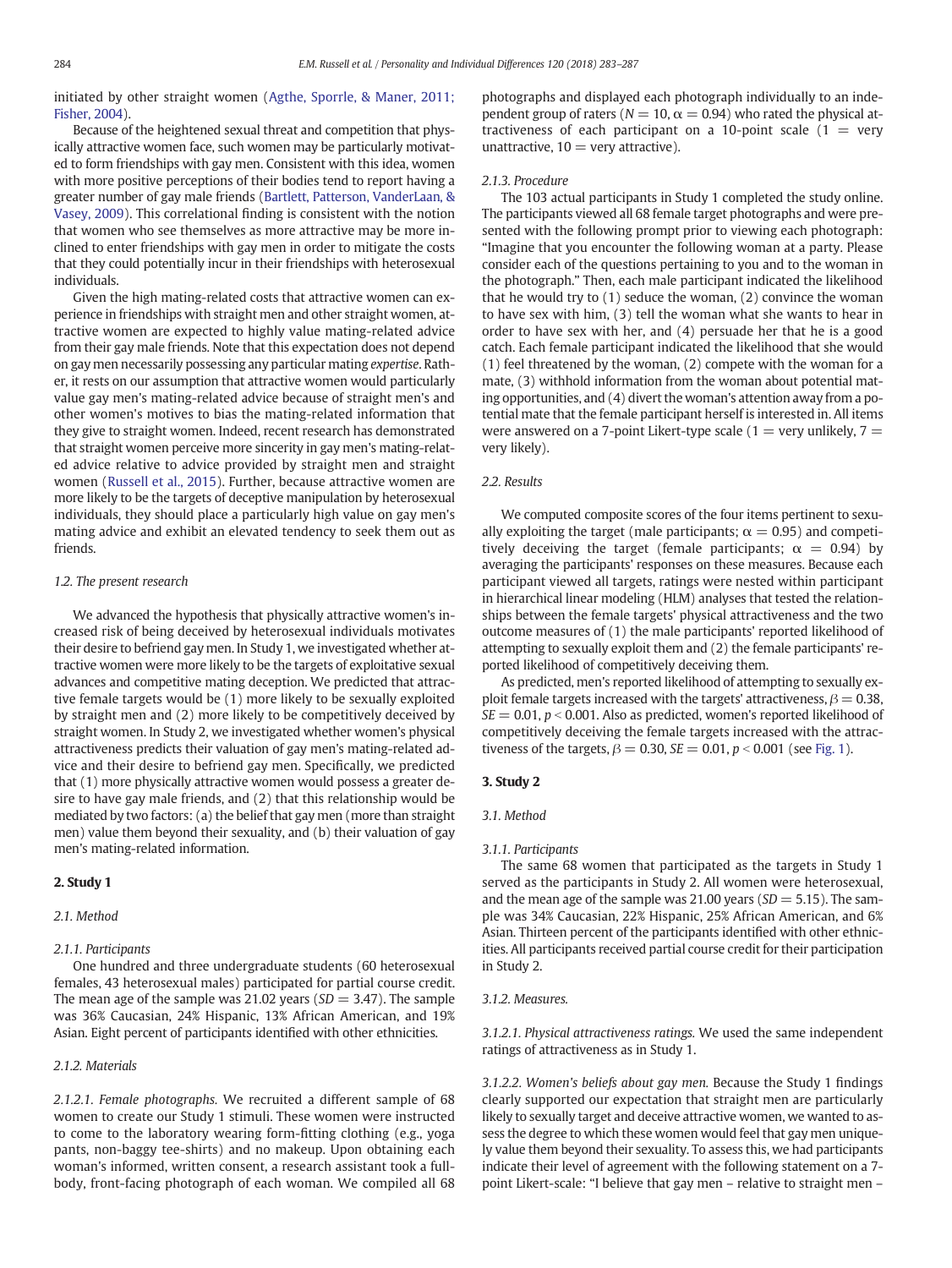initiated by other straight women (Agthe, Sporrle, & Maner, 2011; Fisher, 2004).

Because of the heightened sexual threat and competition that physically attractive women face, such women may be particularly motivated to form friendships with gay men. Consistent with this idea, women with more positive perceptions of their bodies tend to report having a greater number of gay male friends (Bartlett, Patterson, VanderLaan, & Vasey, 2009). This correlational finding is consistent with the notion that women who see themselves as more attractive may be more inclined to enter friendships with gay men in order to mitigate the costs that they could potentially incur in their friendships with heterosexual individuals.

Given the high mating-related costs that attractive women can experience in friendships with straight men and other straight women, attractive women are expected to highly value mating-related advice from their gay male friends. Note that this expectation does not depend on gay men necessarily possessing any particular mating *expertise*. Rather, it rests on our assumption that attractive women would particularly value gay men's mating-related advice because of straight men's and other women's motives to bias the mating-related information that they give to straight women. Indeed, recent research has demonstrated that straight women perceive more sincerity in gay men's mating-related advice relative to advice provided by straight men and straight women (Russell et al., 2015). Further, because attractive women are more likely to be the targets of deceptive manipulation by heterosexual individuals, they should place a particularly high value on gay men's mating advice and exhibit an elevated tendency to seek them out as friends.

### 1.2. The present research

We advanced the hypothesis that physically attractive women's increased risk of being deceived by heterosexual individuals motivates their desire to befriend gay men. In Study 1, we investigated whether attractive women were more likely to be the targets of exploitative sexual advances and competitive mating deception. We predicted that attractive female targets would be (1) more likely to be sexually exploited by straight men and (2) more likely to be competitively deceived by straight women. In Study 2, we investigated whether women's physical attractiveness predicts their valuation of gay men's mating-related advice and their desire to befriend gay men. Specifically, we predicted that (1) more physically attractive women would possess a greater desire to have gay male friends, and (2) that this relationship would be mediated by two factors: (a) the belief that gay men (more than straight men) value them beyond their sexuality, and (b) their valuation of gay men's mating-related information.

## 2. Study 1

### 2.1. Method

#### 2.1.1. Participants

One hundred and three undergraduate students (60 heterosexual females, 43 heterosexual males) participated for partial course credit. The mean age of the sample was 21.02 years ($SD = 3.47$). The sample was 36% Caucasian, 24% Hispanic, 13% African American, and 19% Asian. Eight percent of participants identified with other ethnicities.

#### 2.1.2. Materials

*2.1.2.1. Female photographs.* We recruited a different sample of 68 women to create our Study 1 stimuli. These women were instructed to come to the laboratory wearing form-fitting clothing (e.g., yoga pants, non-baggy tee-shirts) and no makeup. Upon obtaining each woman's informed, written consent, a research assistant took a full-body, front-facing photograph of each woman. We compiled all 68 photographs and displayed each photograph individually to an independent group of raters ($N = 10$, $\alpha = 0.94$) who rated the physical attractiveness of each participant on a 10-point scale (1 = very unattractive, 10 = very attractive).

#### 2.1.3. Procedure

The 103 actual participants in Study 1 completed the study online. The participants viewed all 68 female target photographs and were presented with the following prompt prior to viewing each photograph: "Imagine that you encounter the following woman at a party. Please consider each of the questions pertaining to you and to the woman in the photograph." Then, each male participant indicated the likelihood that he would try to (1) seduce the woman, (2) convince the woman to have sex with him, (3) tell the woman what she wants to hear in order to have sex with her, and (4) persuade her that he is a good catch. Each female participant indicated the likelihood that she would (1) feel threatened by the woman, (2) compete with the woman for a mate, (3) withhold information from the woman about potential mating opportunities, and (4) divert the woman's attention away from a potential mate that the female participant herself is interested in. All items were answered on a 7-point Likert-type scale (1 = very unlikely, 7 = very likely).

### 2.2. Results

We computed composite scores of the four items pertinent to sexually exploiting the target (male participants; $\alpha = 0.95$) and competitively deceiving the target (female participants; $\alpha = 0.94$) by averaging the participants' responses on these measures. Because each participant viewed all targets, ratings were nested within participant in hierarchical linear modeling (HLM) analyses that tested the relationships between the female targets' physical attractiveness and the two outcome measures of (1) the male participants' reported likelihood of attempting to sexually exploit them and (2) the female participants' reported likelihood of competitively deceiving them.

As predicted, men's reported likelihood of attempting to sexually exploit female targets increased with the targets' attractiveness, $\beta = 0.38$, $SE = 0.01$, $p < 0.001$. Also as predicted, women's reported likelihood of competitively deceiving the female targets increased with the attractiveness of the targets, $\beta = 0.30$, $SE = 0.01$, $p < 0.001$ (see Fig. 1).

## 3. Study 2

### 3.1. Method

#### 3.1.1. Participants

The same 68 women that participated as the targets in Study 1 served as the participants in Study 2. All women were heterosexual, and the mean age of the sample was 21.00 years ($SD = 5.15$). The sample was 34% Caucasian, 22% Hispanic, 25% African American, and 6% Asian. Thirteen percent of the participants identified with other ethnicities. All participants received partial course credit for their participation in Study 2.

#### 3.1.2. Measures.

*3.1.2.1. Physical attractiveness ratings.* We used the same independent ratings of attractiveness as in Study 1.

*3.1.2.2. Women's beliefs about gay men.* Because the Study 1 findings clearly supported our expectation that straight men are particularly likely to sexually target and deceive attractive women, we wanted to assess the degree to which these women would feel that gay men uniquely value them beyond their sexuality. To assess this, we had participants indicate their level of agreement with the following statement on a 7-point Likert-scale: "I believe that gay men – relative to straight men –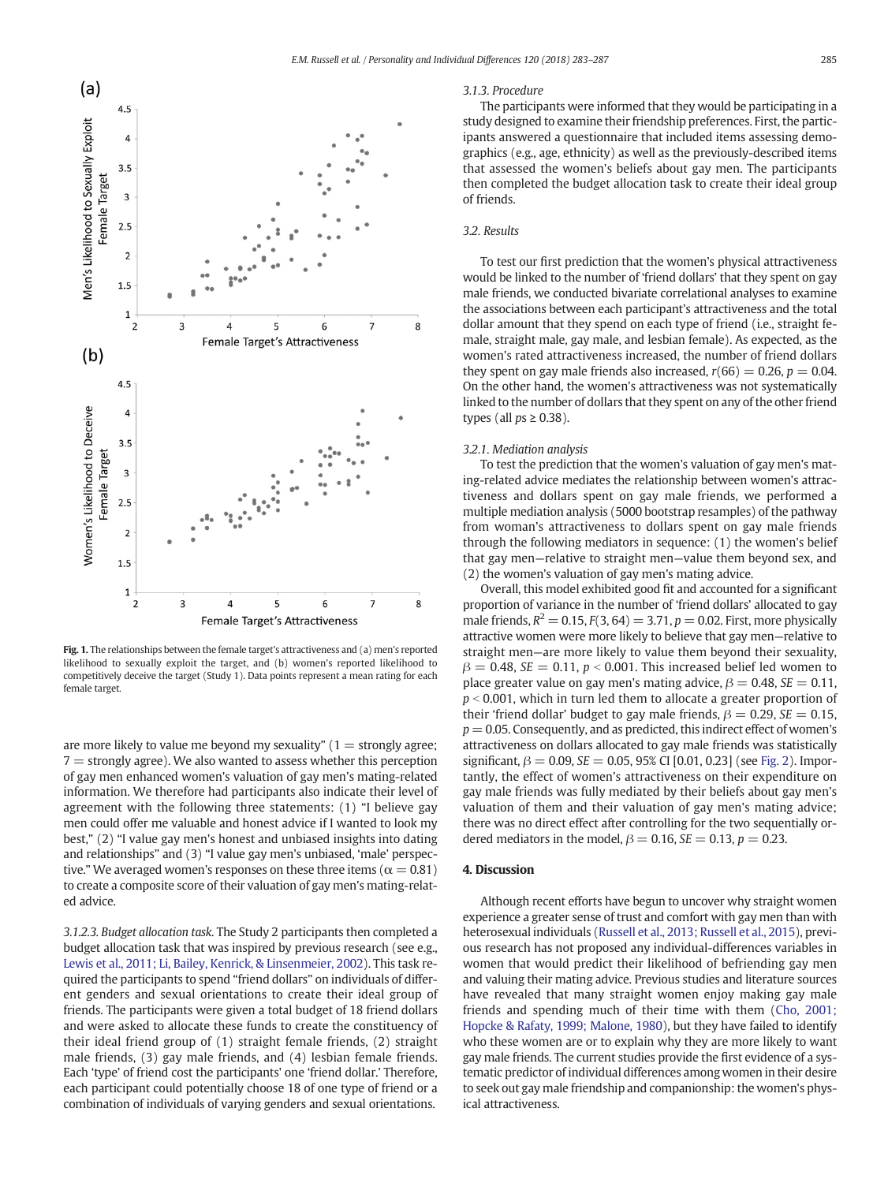Fig. 1. The relationships between the female target's attractiveness and (a) men's reported likelihood to sexually exploit the target, and (b) women's reported likelihood to competitively deceive the target (Study 1). Data points represent a mean rating for each female target.

are more likely to value me beyond my sexuality" (1 = strongly agree; 7 = strongly agree). We also wanted to assess whether this perception of gay men enhanced women's valuation of gay men's mating-related information. We therefore had participants also indicate their level of agreement with the following three statements: (1) "I believe gay men could offer me valuable and honest advice if I wanted to look my best," (2) "I value gay men's honest and unbiased insights into dating and relationships" and (3) "I value gay men's unbiased, 'male' perspective." We averaged women's responses on these three items ($\alpha = 0.81$) to create a composite score of their valuation of gay men's mating-related advice.

*3.1.2.3. Budget allocation task.* The Study 2 participants then completed a budget allocation task that was inspired by previous research (see e.g., Lewis et al., 2011; Li, Bailey, Kenrick, & Linsenmeier, 2002). This task required the participants to spend "friend dollars" on individuals of different genders and sexual orientations to create their ideal group of friends. The participants were given a total budget of 18 friend dollars and were asked to allocate these funds to create the constituency of their ideal friend group of (1) straight female friends, (2) straight male friends, (3) gay male friends, and (4) lesbian female friends. Each 'type' of friend cost the participants' one 'friend dollar.' Therefore, each participant could potentially choose 18 of one type of friend or a combination of individuals of varying genders and sexual orientations.

*3.1.3. Procedure*

The participants were informed that they would be participating in a study designed to examine their friendship preferences. First, the participants answered a questionnaire that included items assessing demographics (e.g., age, ethnicity) as well as the previously-described items that assessed the women's beliefs about gay men. The participants then completed the budget allocation task to create their ideal group of friends.

### 3.2. Results

To test our first prediction that the women's physical attractiveness would be linked to the number of 'friend dollars' that they spent on gay male friends, we conducted bivariate correlational analyses to examine the associations between each participant's attractiveness and the total dollar amount that they spend on each type of friend (i.e., straight female, straight male, gay male, and lesbian female). As expected, as the women's rated attractiveness increased, the number of friend dollars they spent on gay male friends also increased, $r(66) = 0.26$, $p = 0.04$. On the other hand, the women's attractiveness was not systematically linked to the number of dollars that they spent on any of the other friend types (all $ps \geq 0.38$).

*3.2.1. Mediation analysis*

To test the prediction that the women's valuation of gay men's mating-related advice mediates the relationship between women's attractiveness and dollars spent on gay male friends, we performed a multiple mediation analysis (5000 bootstrap resamples) of the pathway from woman's attractiveness to dollars spent on gay male friends through the following mediators in sequence: (1) the women's belief that gay men—relative to straight men—value them beyond sex, and (2) the women's valuation of gay men's mating advice.

Overall, this model exhibited good fit and accounted for a significant proportion of variance in the number of 'friend dollars' allocated to gay male friends, $R^2 = 0.15$, $F(3, 64) = 3.71$, $p = 0.02$. First, more physically attractive women were more likely to believe that gay men—relative to straight men—are more likely to value them beyond their sexuality, $\beta = 0.48$, $SE = 0.11$, $p < 0.001$. This increased belief led women to place greater value on gay men's mating advice, $\beta = 0.48$, $SE = 0.11$, $p < 0.001$, which in turn led them to allocate a greater proportion of their 'friend dollar' budget to gay male friends, $\beta = 0.29$, $SE = 0.15$, $p = 0.05$. Consequently, and as predicted, this indirect effect of women's attractiveness on dollars allocated to gay male friends was statistically significant, $\beta = 0.09$, $SE = 0.05$, 95% CI [0.01, 0.23] (see Fig. 2). Importantly, the effect of women's attractiveness on their expenditure on gay male friends was fully mediated by their beliefs about gay men's valuation of them and their valuation of gay men's mating advice; there was no direct effect after controlling for the two sequentially ordered mediators in the model, $\beta = 0.16$, $SE = 0.13$, $p = 0.23$.

## 4. Discussion

Although recent efforts have begun to uncover why straight women experience a greater sense of trust and comfort with gay men than with heterosexual individuals (Russell et al., 2013; Russell et al., 2015), previous research has not proposed any individual-differences variables in women that would predict their likelihood of befriending gay men and valuing their mating advice. Previous studies and literature sources have revealed that many straight women enjoy making gay male friends and spending much of their time with them (Cho, 2001; Hopcke & Rafaty, 1999; Malone, 1980), but they have failed to identify who these women are or to explain why they are more likely to want gay male friends. The current studies provide the first evidence of a systematic predictor of individual differences among women in their desire to seek out gay male friendship and companionship: the women's physical attractiveness.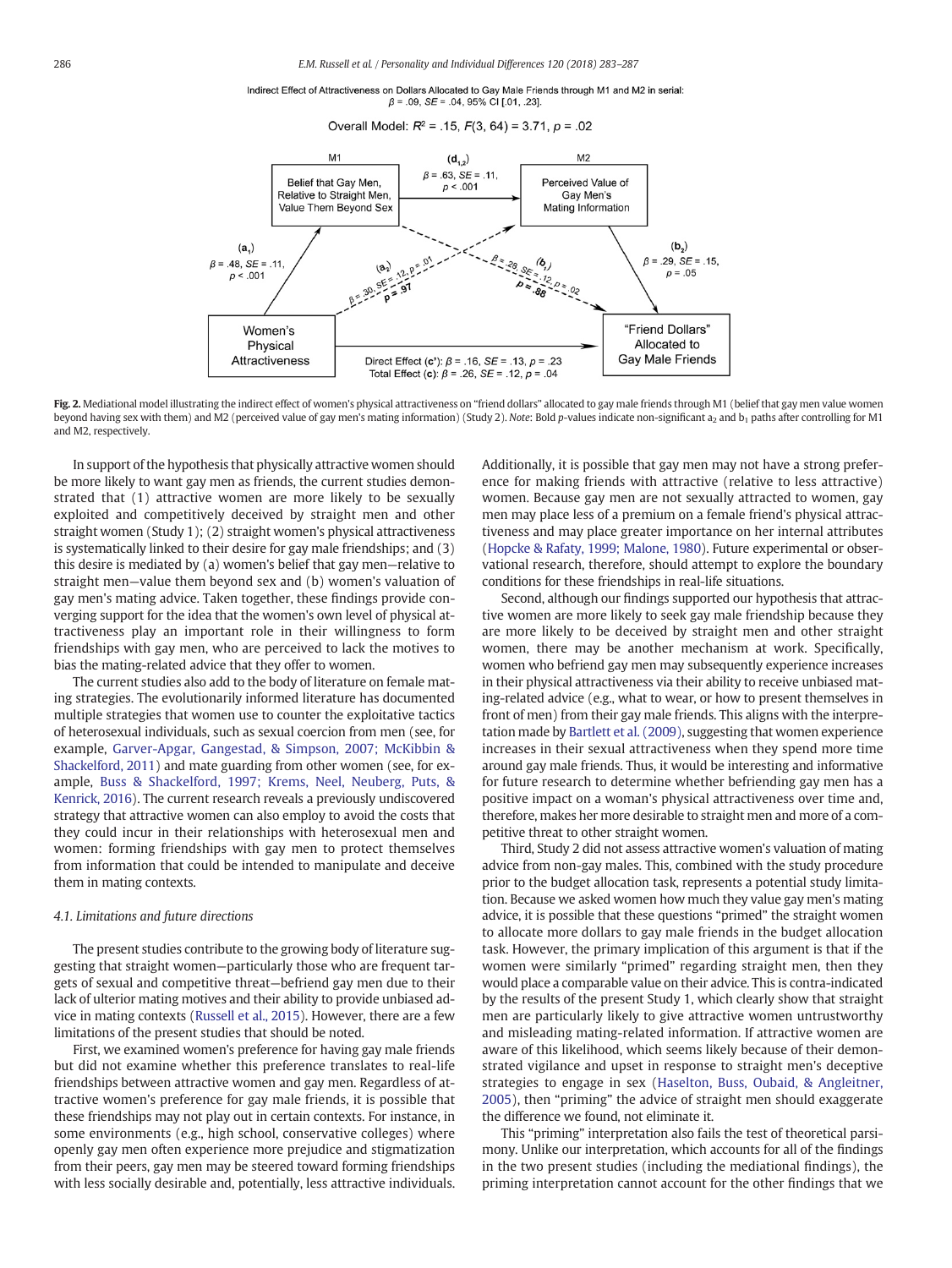Indirect Effect of Attractiveness on Dollars Allocated to Gay Male Friends through M1 and M2 in serial: $\beta = .09$, $SE = .04$, 95% CI [.01, .23].

Overall Model: $R^2 = .15$, $F(3, 64) = 3.71$, $p = .02$

M1: Belief that Gay Men, Relative to Straight Men, Value Them Beyond Sex

M2: Perceived Value of Gay Men's Mating Information

$(d_{1,2})$: $\beta = .63$, $SE = .11$, $p < .001$

$(a_1)$: $\beta = .48$, $SE = .11$, $p < .001$

$(a_2)$: $\beta = .30$, $SE = .12$, $p = .01$; **$p = .97$**

$(b_1)$: $\beta = .28$, $SE = .12$, $p = .02$; **$p = .86$**

$(b_2)$: $\beta = .29$, $SE = .15$, $p = .05$

Women's Physical Attractiveness → "Friend Dollars" Allocated to Gay Male Friends

Direct Effect (c'): $\beta = .16$, $SE = .13$, $p = .23$
Total Effect (c): $\beta = .26$, $SE = .12$, $p = .04$

**Fig. 2.** Mediational model illustrating the indirect effect of women's physical attractiveness on "friend dollars" allocated to gay male friends through M1 (belief that gay men value women beyond having sex with them) and M2 (perceived value of gay men's mating information) (Study 2). *Note*: Bold *p*-values indicate non-significant $a_2$ and $b_1$ paths after controlling for M1 and M2, respectively.

In support of the hypothesis that physically attractive women should be more likely to want gay men as friends, the current studies demonstrated that (1) attractive women are more likely to be sexually exploited and competitively deceived by straight men and other straight women (Study 1); (2) straight women's physical attractiveness is systematically linked to their desire for gay male friendships; and (3) this desire is mediated by (a) women's belief that gay men—relative to straight men—value them beyond sex and (b) women's valuation of gay men's mating advice. Taken together, these findings provide converging support for the idea that the women's own level of physical attractiveness play an important role in their willingness to form friendships with gay men, who are perceived to lack the motives to bias the mating-related advice that they offer to women.

The current studies also add to the body of literature on female mating strategies. The evolutionarily informed literature has documented multiple strategies that women use to counter the exploitative tactics of heterosexual individuals, such as sexual coercion from men (see, for example, Garver-Apgar, Gangestad, & Simpson, 2007; McKibbin & Shackelford, 2011) and mate guarding from other women (see, for example, Buss & Shackelford, 1997; Krems, Neel, Neuberg, Puts, & Kenrick, 2016). The current research reveals a previously undiscovered strategy that attractive women can also employ to avoid the costs that they could incur in their relationships with heterosexual men and women: forming friendships with gay men to protect themselves from information that could be intended to manipulate and deceive them in mating contexts.

### 4.1. Limitations and future directions

The present studies contribute to the growing body of literature suggesting that straight women—particularly those who are frequent targets of sexual and competitive threat—befriend gay men due to their lack of ulterior mating motives and their ability to provide unbiased advice in mating contexts (Russell et al., 2015). However, there are a few limitations of the present studies that should be noted.

First, we examined women's preference for having gay male friends but did not examine whether this preference translates to real-life friendships between attractive women and gay men. Regardless of attractive women's preference for gay male friends, it is possible that these friendships may not play out in certain contexts. For instance, in some environments (e.g., high school, conservative colleges) where openly gay men often experience more prejudice and stigmatization from their peers, gay men may be steered toward forming friendships with less socially desirable and, potentially, less attractive individuals. Additionally, it is possible that gay men may not have a strong preference for making friends with attractive (relative to less attractive) women. Because gay men are not sexually attracted to women, gay men may place less of a premium on a female friend's physical attractiveness and may place greater importance on her internal attributes (Hopcke & Rafaty, 1999; Malone, 1980). Future experimental or observational research, therefore, should attempt to explore the boundary conditions for these friendships in real-life situations.

Second, although our findings supported our hypothesis that attractive women are more likely to seek gay male friendship because they are more likely to be deceived by straight men and other straight women, there may be another mechanism at work. Specifically, women who befriend gay men may subsequently experience increases in their physical attractiveness via their ability to receive unbiased mating-related advice (e.g., what to wear, or how to present themselves in front of men) from their gay male friends. This aligns with the interpretation made by Bartlett et al. (2009), suggesting that women experience increases in their sexual attractiveness when they spend more time around gay male friends. Thus, it would be interesting and informative for future research to determine whether befriending gay men has a positive impact on a woman's physical attractiveness over time and, therefore, makes her more desirable to straight men and more of a competitive threat to other straight women.

Third, Study 2 did not assess attractive women's valuation of mating advice from non-gay males. This, combined with the study procedure prior to the budget allocation task, represents a potential study limitation. Because we asked women how much they value gay men's mating advice, it is possible that these questions "primed" the straight women to allocate more dollars to gay male friends in the budget allocation task. However, the primary implication of this argument is that if the women were similarly "primed" regarding straight men, then they would place a comparable value on their advice. This is contra-indicated by the results of the present Study 1, which clearly show that straight men are particularly likely to give attractive women untrustworthy and misleading mating-related information. If attractive women are aware of this likelihood, which seems likely because of their demonstrated vigilance and upset in response to straight men's deceptive strategies to engage in sex (Haselton, Buss, Oubaid, & Angleitner, 2005), then "priming" the advice of straight men should exaggerate the difference we found, not eliminate it.

This "priming" interpretation also fails the test of theoretical parsimony. Unlike our interpretation, which accounts for all of the findings in the two present studies (including the mediational findings), the priming interpretation cannot account for the other findings that we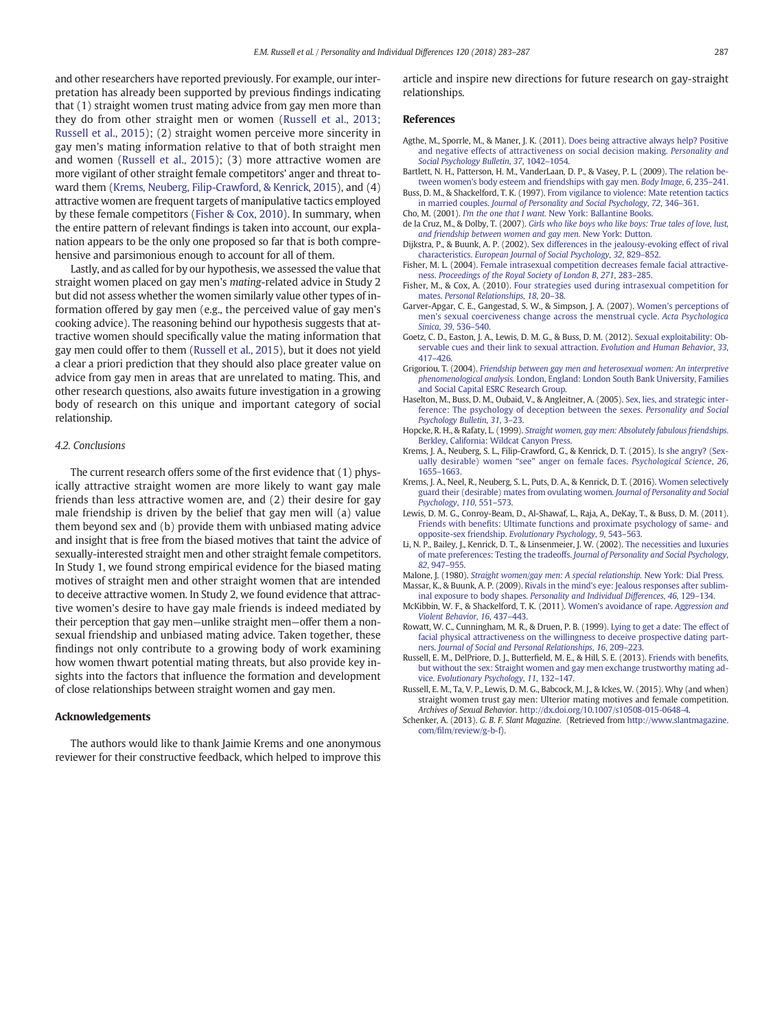and other researchers have reported previously. For example, our interpretation has already been supported by previous findings indicating that (1) straight women trust mating advice from gay men more than they do from other straight men or women (Russell et al., 2013; Russell et al., 2015); (2) straight women perceive more sincerity in gay men's mating information relative to that of both straight men and women (Russell et al., 2015); (3) more attractive women are more vigilant of other straight female competitors' anger and threat toward them (Krems, Neuberg, Filip-Crawford, & Kenrick, 2015), and (4) attractive women are frequent targets of manipulative tactics employed by these female competitors (Fisher & Cox, 2010). In summary, when the entire pattern of relevant findings is taken into account, our explanation appears to be the only one proposed so far that is both comprehensive and parsimonious enough to account for all of them.

Lastly, and as called for by our hypothesis, we assessed the value that straight women placed on gay men's *mating*-related advice in Study 2 but did not assess whether the women similarly value other types of information offered by gay men (e.g., the perceived value of gay men's cooking advice). The reasoning behind our hypothesis suggests that attractive women should specifically value the mating information that gay men could offer to them (Russell et al., 2015), but it does not yield a clear a priori prediction that they should also place greater value on advice from gay men in areas that are unrelated to mating. This, and other research questions, also awaits future investigation in a growing body of research on this unique and important category of social relationship.

### 4.2. Conclusions

The current research offers some of the first evidence that (1) physically attractive straight women are more likely to want gay male friends than less attractive women are, and (2) their desire for gay male friendship is driven by the belief that gay men will (a) value them beyond sex and (b) provide them with unbiased mating advice and insight that is free from the biased motives that taint the advice of sexually-interested straight men and other straight female competitors. In Study 1, we found strong empirical evidence for the biased mating motives of straight men and other straight women that are intended to deceive attractive women. In Study 2, we found evidence that attractive women's desire to have gay male friends is indeed mediated by their perception that gay men—unlike straight men—offer them a nonsexual friendship and unbiased mating advice. Taken together, these findings not only contribute to a growing body of work examining how women thwart potential mating threats, but also provide key insights into the factors that influence the formation and development of close relationships between straight women and gay men.

## Acknowledgements

The authors would like to thank Jaimie Krems and one anonymous reviewer for their constructive feedback, which helped to improve this article and inspire new directions for future research on gay-straight relationships.

## References

Agthe, M., Sporrle, M., & Maner, J. K. (2011). Does being attractive always help? Positive and negative effects of attractiveness on social decision making. *Personality and Social Psychology Bulletin*, *37*, 1042–1054.

Bartlett, N. H., Patterson, H. M., VanderLaan, D. P., & Vasey, P. L. (2009). The relation between women's body esteem and friendships with gay men. *Body Image*, *6*, 235–241.

Buss, D. M., & Shackelford, T. K. (1997). From vigilance to violence: Mate retention tactics in married couples. *Journal of Personality and Social Psychology*, *72*, 346–361.

Cho, M. (2001). *I'm the one that I want.* New York: Ballantine Books.

de la Cruz, M., & Dolby, T. (2007). *Girls who like boys who like boys: True tales of love, lust, and friendship between women and gay men.* New York: Dutton.

Dijkstra, P., & Buunk, A. P. (2002). Sex differences in the jealousy-evoking effect of rival characteristics. *European Journal of Social Psychology*, *32*, 829–852.

Fisher, M. L. (2004). Female intrasexual competition decreases female facial attractiveness. *Proceedings of the Royal Society of London B*, *271*, 283–285.

Fisher, M., & Cox, A. (2010). Four strategies used during intrasexual competition for mates. *Personal Relationships*, *18*, 20–38.

Garver-Apgar, C. E., Gangestad, S. W., & Simpson, J. A. (2007). Women's perceptions of men's sexual coerciveness change across the menstrual cycle. *Acta Psychologica Sinica*, *39*, 536–540.

Goetz, C. D., Easton, J. A., Lewis, D. M. G., & Buss, D. M. (2012). Sexual exploitability: Observable cues and their link to sexual attraction. *Evolution and Human Behavior*, *33*, 417–426.

Grigoriou, T. (2004). *Friendship between gay men and heterosexual women: An interpretive phenomenological analysis.* London, England: London South Bank University, Families and Social Capital ESRC Research Group.

Haselton, M., Buss, D. M., Oubaid, V., & Angleitner, A. (2005). Sex, lies, and strategic interference: The psychology of deception between the sexes. *Personality and Social Psychology Bulletin*, *31*, 3–23.

Hopcke, R. H., & Rafaty, L. (1999). *Straight women, gay men: Absolutely fabulous friendships.* Berkley, California: Wildcat Canyon Press.

Krems, J. A., Neuberg, S. L., Filip-Crawford, G., & Kenrick, D. T. (2015). Is she angry? (Sexually desirable) women "see" anger on female faces. *Psychological Science*, *26*, 1655–1663.

Krems, J. A., Neel, R., Neuberg, S. L., Puts, D. A., & Kenrick, D. T. (2016). Women selectively guard their (desirable) mates from ovulating women. *Journal of Personality and Social Psychology*, *110*, 551–573.

Lewis, D. M. G., Conroy-Beam, D., Al-Shawaf, L., Raja, A., DeKay, T., & Buss, D. M. (2011). Friends with benefits: Ultimate functions and proximate psychology of same- and opposite-sex friendship. *Evolutionary Psychology*, *9*, 543–563.

Li, N. P., Bailey, J., Kenrick, D. T., & Linsenmeier, J. W. (2002). The necessities and luxuries of mate preferences: Testing the tradeoffs. *Journal of Personality and Social Psychology*, *82*, 947–955.

Malone, J. (1980). *Straight women/gay men: A special relationship.* New York: Dial Press.

Massar, K., & Buunk, A. P. (2009). Rivals in the mind's eye: Jealous responses after subliminal exposure to body shapes. *Personality and Individual Differences*, *46*, 129–134.

McKibbin, W. F., & Shackelford, T. K. (2011). Women's avoidance of rape. *Aggression and Violent Behavior*, *16*, 437–443.

Rowatt, W. C., Cunningham, M. R., & Druen, P. B. (1999). Lying to get a date: The effect of facial physical attractiveness on the willingness to deceive prospective dating partners. *Journal of Social and Personal Relationships*, *16*, 209–223.

Russell, E. M., DelPriore, D. J., Butterfield, M. E., & Hill, S. E. (2013). Friends with benefits, but without the sex: Straight women and gay men exchange trustworthy mating advice. *Evolutionary Psychology*, *11*, 132–147.

Russell, E. M., Ta, V. P., Lewis, D. M. G., Babcock, M. J., & Ickes, W. (2015). Why (and when) straight women trust gay men: Ulterior mating motives and female competition. *Archives of Sexual Behavior*. http://dx.doi.org/10.1007/s10508-015-0648-4.

Schenker, A. (2013). *G. B. F. Slant Magazine.* (Retrieved from http://www.slantmagazine.com/film/review/g-b-f).